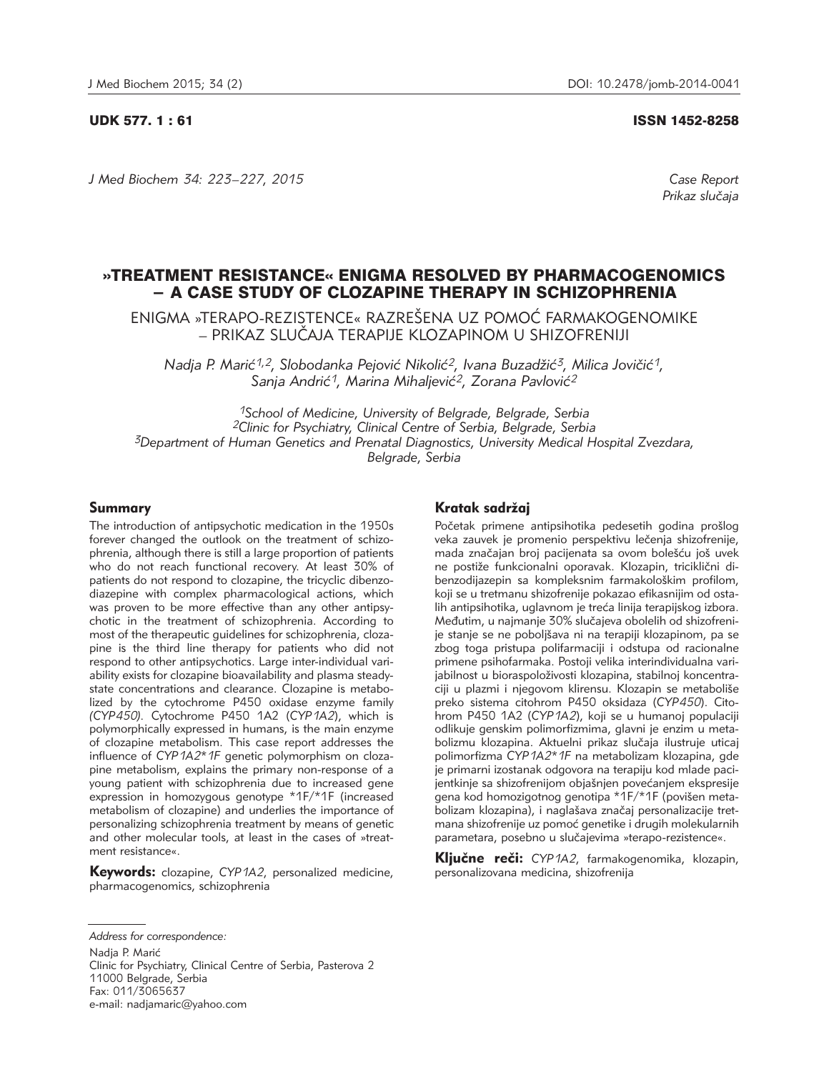UDK 577. 1 : 61 ISSN 1452-8258

*J Med Biochem 34: 223–227, 2015*

*Case Report*
*Prikaz slučaja*

# »TREATMENT RESISTANCE« ENIGMA RESOLVED BY PHARMACOGENOMICS – A CASE STUDY OF CLOZAPINE THERAPY IN SCHIZOPHRENIA

## ENIGMA »TERAPO-REZISTENCE« RAZREŠENA UZ POMOĆ FARMAKOGENOMIKE – PRIKAZ SLUČAJA TERAPIJE KLOZAPINOM U SHIZOFRENIJI

*Nadja P. Marić[1,2], Slobodanka Pejović Nikolić[2], Ivana Buzadžić[3], Milica Jovičić[1], Sanja Andrić[1], Marina Mihaljević[2], Zoran Pavlović[2]*

[1]*School of Medicine, University of Belgrade, Belgrade, Serbia*
[2]*Clinic for Psychiatry, Clinical Centre of Serbia, Belgrade, Serbia*
[3]*Department of Human Genetics and Prenatal Diagnostics, University Medical Hospital Zvezdara, Belgrade, Serbia*

### Summary

The introduction of antipsychotic medication in the 1950s forever changed the outlook on the treatment of schizophrenia, although there is still a large proportion of patients who do not reach functional recovery. At least 30% of patients do not respond to clozapine, the tricyclic dibenzodiazepine with complex pharmacological actions, which was proven to be more effective than any other antipsychotic in the treatment of schizophrenia. According to most of the therapeutic guidelines for schizophrenia, clozapine is the third line therapy for patients who did not respond to other antipsychotics. Large inter-individual variability exists for clozapine bioavailability and plasma steady-state concentrations and clearance. Clozapine is metabolized by the cytochrome P450 oxidase enzyme family *(CYP450)*. Cytochrome P450 1A2 (*CYP1A2*), which is polymorphically expressed in humans, is the main enzyme of clozapine metabolism. This case report addresses the influence of *CYP1A2*\*1F* genetic polymorphism on clozapine metabolism, explains the primary non-response of a young patient with schizophrenia due to increased gene expression in homozygous genotype \*1F/\*1F (increased metabolism of clozapine) and underlies the importance of personalizing schizophrenia treatment by means of genetic and other molecular tools, at least in the cases of »treatment resistance«.

**Keywords:** clozapine, *CYP1A2*, personalized medicine, pharmacogenomics, schizophrenia

### Kratak sadržaj

Početak primene antipsihotika pedesetih godina prošlog veka zauvek je promenio perspektivu lečenja shizofrenije, mada značajan broj pacijenata sa ovom bolešću još uvek ne postiže funkcionalni oporavak. Klozapin, triciklični dibenzodijazepin sa kompleksnim farmakološkim profilom, koji se u tretmanu shizofrenije pokazao efikasnijim od ostalih antipsihotika, uglavnom je treća linija terapijskog izbora. Međutim, u najmanje 30% slučajeva obolelih od shizofrenije stanje se ne poboljšava ni na terapiji klozapinom, pa se zbog toga pristupa polifarmaciji i odstupa od racionalne primene psihofarmaka. Postoji velika interindividualna varijabilnost u biorasploživosti klozapina, stabilnoj koncentraciji u plazmi i njegovom klirensu. Klozapin se metaboliše preko sistema citohrom P450 oksidaza (*CYP450*). Citohrom P450 1A2 (*CYP1A2*), koji se u humanoj populaciji odlikuje genskim polimorfizmima, glavni je enzim u metabolizmu klozapina. Aktuelni prikaz slučaja ilustruje uticaj polimorfizma *CYP1A2*\*1F* na metabolizam klozapina, gde je primarni izostanak odgovora na terapiju kod mlade pacijentkinje sa shizofrenijom objašnjen povećanjem ekspresije gena kod homozigotnog genotipa \*1F/\*1F (povišen metabolizam klozapina), i naglašava značaj personalizacije tretmana shizofrenije uz pomoć genetike i drugih molekularnih parametara, posebno u slučajevima »terapo-rezistence«.

**Ključne reči:** *CYP1A2*, farmakogenomika, klozapin, personalizovana medicina, shizofrenija

*Address for correspondence:*
Nadja P. Marić
Clinic for Psychiatry, Clinical Centre of Serbia, Pasterova 2
11000 Belgrade, Serbia
Fax: 011/3065637
e-mail: nadjamaric@yahoo.com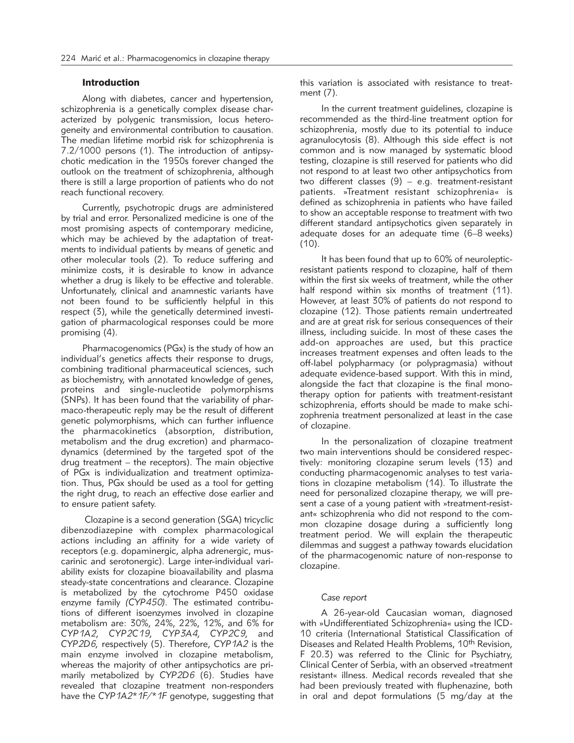## Introduction

Along with diabetes, cancer and hypertension, schizophrenia is a genetically complex disease characterized by polygenic transmission, locus heterogeneity and environmental contribution to causation. The median lifetime morbid risk for schizophrenia is 7.2/1000 persons (1). The introduction of antipsychotic medication in the 1950s forever changed the outlook on the treatment of schizophrenia, although there is still a large proportion of patients who do not reach functional recovery.

Currently, psychotropic drugs are administered by trial and error. Personalized medicine is one of the most promising aspects of contemporary medicine, which may be achieved by the adaptation of treatments to individual patients by means of genetic and other molecular tools (2). To reduce suffering and minimize costs, it is desirable to know in advance whether a drug is likely to be effective and tolerable. Unfortunately, clinical and anamnestic variants have not been found to be sufficiently helpful in this respect (3), while the genetically determined investigation of pharmacological responses could be more promising (4).

Pharmacogenomics (PGx) is the study of how an individual's genetics affects their response to drugs, combining traditional pharmaceutical sciences, such as biochemistry, with annotated knowledge of genes, proteins and single-nucleotide polymorphisms (SNPs). It has been found that the variability of pharmaco-therapeutic reply may be the result of different genetic polymorphisms, which can further influence the pharmacokinetics (absorption, distribution, metabolism and the drug excretion) and pharmacodynamics (determined by the targeted spot of the drug treatment – the receptors). The main objective of PGx is individualization and treatment optimization. Thus, PGx should be used as a tool for getting the right drug, to reach an effective dose earlier and to ensure patient safety.

Clozapine is a second generation (SGA) tricyclic dibenzodiazepine with complex pharmacological actions including an affinity for a wide variety of receptors (e.g. dopaminergic, alpha adrenergic, muscarinic and serotonergic). Large inter-individual variability exists for clozapine bioavailability and plasma steady-state concentrations and clearance. Clozapine is metabolized by the cytochrome P450 oxidase enzyme family *(CYP450)*. The estimated contributions of different isoenzymes involved in clozapine metabolism are: 30%, 24%, 22%, 12%, and 6% for *CYP1A2*, *CYP2C19*, *CYP3A4*, *CYP2C9*, and *CYP2D6*, respectively (5). Therefore, *CYP1A2* is the main enzyme involved in clozapine metabolism, whereas the majority of other antipsychotics are primarily metabolized by *CYP2D6* (6). Studies have revealed that clozapine treatment non-responders have the *CYP1A2*1F/*1F* genotype, suggesting that this variation is associated with resistance to treatment (7).

In the current treatment guidelines, clozapine is recommended as the third-line treatment option for schizophrenia, mostly due to its potential to induce agranulocytosis (8). Although this side effect is not common and is now managed by systematic blood testing, clozapine is still reserved for patients who did not respond to at least two other antipsychotics from two different classes (9) – e.g. treatment-resistant patients. »Treatment resistant schizophrenia« is defined as schizophrenia in patients who have failed to show an acceptable response to treatment with two different standard antipsychotics given separately in adequate doses for an adequate time (6–8 weeks) (10).

It has been found that up to 60% of neuroleptic-resistant patients respond to clozapine, half of them within the first six weeks of treatment, while the other half respond within six months of treatment (11). However, at least 30% of patients do not respond to clozapine (12). Those patients remain undertreated and are at great risk for serious consequences of their illness, including suicide. In most of these cases the add-on approaches are used, but this practice increases treatment expenses and often leads to the off-label polypharmacy (or polypragmasia) without adequate evidence-based support. With this in mind, alongside the fact that clozapine is the final monotherapy option for patients with treatment-resistant schizophrenia, efforts should be made to make schizophrenia treatment personalized at least in the case of clozapine.

In the personalization of clozapine treatment two main interventions should be considered respectively: monitoring clozapine serum levels (13) and conducting pharmacogenomic analyses to test variations in clozapine metabolism (14). To illustrate the need for personalized clozapine therapy, we will present a case of a young patient with »treatment-resistant« schizophrenia who did not respond to the common clozapine dosage during a sufficiently long treatment period. We will explain the therapeutic dilemmas and suggest a pathway towards elucidation of the pharmacogenomic nature of non-response to clozapine.

### *Case report*

A 26-year-old Caucasian woman, diagnosed with »Undifferentiated Schizophrenia« using the ICD-10 criteria (International Statistical Classification of Diseases and Related Health Problems, 10th Revision, F 20.3) was referred to the Clinic for Psychiatry, Clinical Center of Serbia, with an observed »treatment resistant« illness. Medical records revealed that she had been previously treated with fluphenazine, both in oral and depot formulations (5 mg/day at the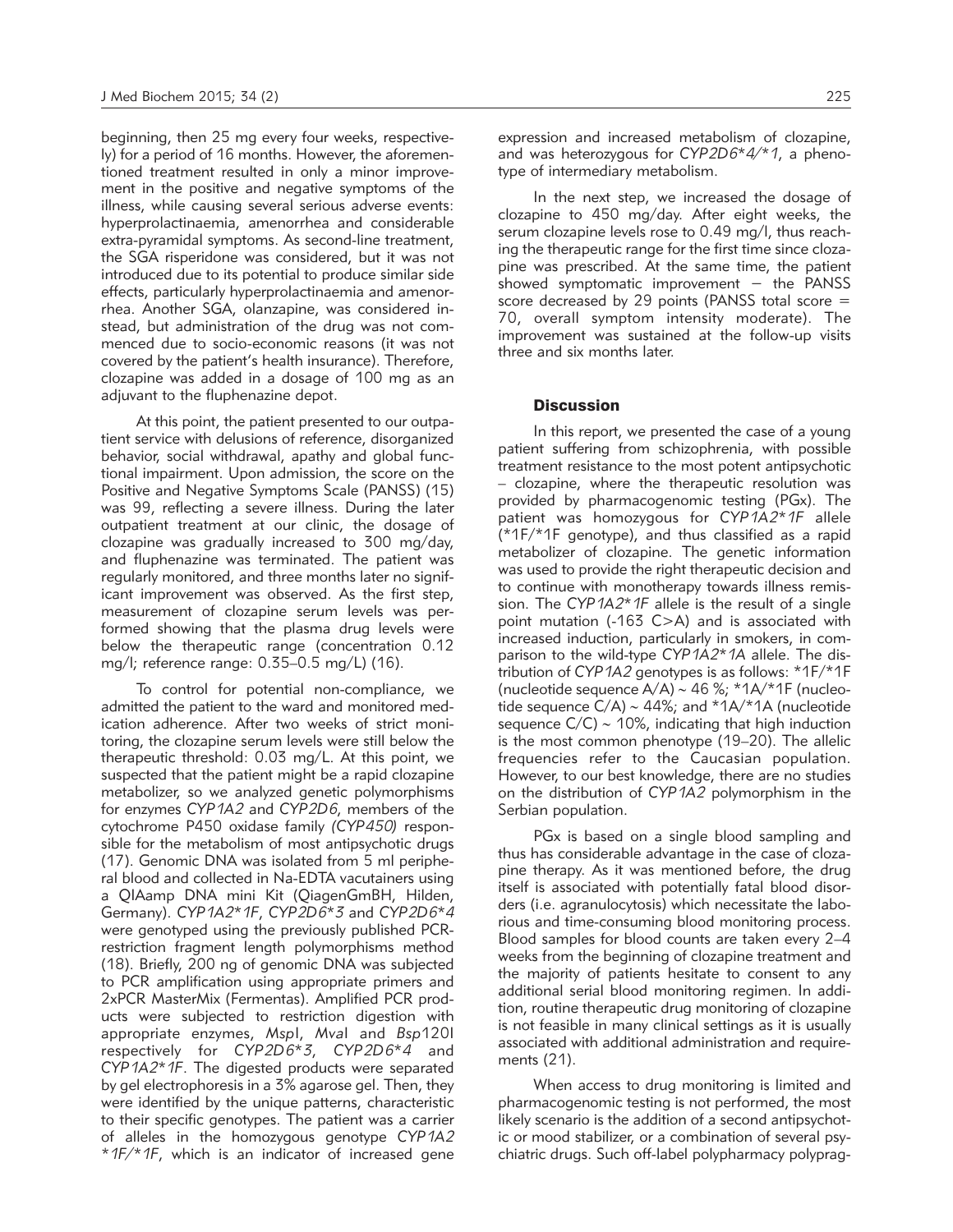beginning, then 25 mg every four weeks, respectively) for a period of 16 months. However, the aforementioned treatment resulted in only a minor improvement in the positive and negative symptoms of the illness, while causing several serious adverse events: hyperprolactinaemia, amenorrhea and considerable extra-pyramidal symptoms. As second-line treatment, the SGA risperidone was considered, but it was not introduced due to its potential to produce similar side effects, particularly hyperprolactinaemia and amenorrhea. Another SGA, olanzapine, was considered instead, but administration of the drug was not commenced due to socio-economic reasons (it was not covered by the patient's health insurance). Therefore, clozapine was added in a dosage of 100 mg as an adjuvant to the fluphenazine depot.

At this point, the patient presented to our outpatient service with delusions of reference, disorganized behavior, social withdrawal, apathy and global functional impairment. Upon admission, the score on the Positive and Negative Symptoms Scale (PANSS) (15) was 99, reflecting a severe illness. During the later outpatient treatment at our clinic, the dosage of clozapine was gradually increased to 300 mg/day, and fluphenazine was terminated. The patient was regularly monitored, and three months later no significant improvement was observed. As the first step, measurement of clozapine serum levels was performed showing that the plasma drug levels were below the therapeutic range (concentration 0.12 mg/l; reference range: 0.35–0.5 mg/L) (16).

To control for potential non-compliance, we admitted the patient to the ward and monitored medication adherence. After two weeks of strict monitoring, the clozapine serum levels were still below the therapeutic threshold: 0.03 mg/L. At this point, we suspected that the patient might be a rapid clozapine metabolizer, so we analyzed genetic polymorphisms for enzymes *CYP1A2* and *CYP2D6*, members of the cytochrome P450 oxidase family *(CYP450)* responsible for the metabolism of most antipsychotic drugs (17). Genomic DNA was isolated from 5 ml peripheral blood and collected in Na-EDTA vacutainers using a QIAamp DNA mini Kit (QiagenGmbH, Hilden, Germany). *CYP1A2*1F*, *CYP2D6*3* and *CYP2D6*4* were genotyped using the previously published PCR-restriction fragment length polymorphisms method (18). Briefly, 200 ng of genomic DNA was subjected to PCR amplification using appropriate primers and 2xPCR MasterMix (Fermentas). Amplified PCR products were subjected to restriction digestion with appropriate enzymes, *Msp*I, *Mva*I and *Bsp*120I respectively for *CYP2D6*3*, *CYP2D6*4* and *CYP1A2*1F*. The digested products were separated by gel electrophoresis in a 3% agarose gel. Then, they were identified by the unique patterns, characteristic to their specific genotypes. The patient was a carrier of alleles in the homozygous genotype *CYP1A2 *1F/*1F*, which is an indicator of increased gene expression and increased metabolism of clozapine, and was heterozygous for *CYP2D6*4/*1*, a phenotype of intermediary metabolism.

In the next step, we increased the dosage of clozapine to 450 mg/day. After eight weeks, the serum clozapine levels rose to 0.49 mg/l, thus reaching the therapeutic range for the first time since clozapine was prescribed. At the same time, the patient showed symptomatic improvement – the PANSS score decreased by 29 points (PANSS total score = 70, overall symptom intensity moderate). The improvement was sustained at the follow-up visits three and six months later.

## Discussion

In this report, we presented the case of a young patient suffering from schizophrenia, with possible treatment resistance to the most potent antipsychotic – clozapine, where the therapeutic resolution was provided by pharmacogenomic testing (PGx). The patient was homozygous for *CYP1A2*1F* allele (*1F/*1F genotype), and thus classified as a rapid metabolizer of clozapine. The genetic information was used to provide the right therapeutic decision and to continue with monotherapy towards illness remission. The *CYP1A2*1F* allele is the result of a single point mutation (-163 C>A) and is associated with increased induction, particularly in smokers, in comparison to the wild-type *CYP1A2*1A* allele. The distribution of *CYP1A2* genotypes is as follows: *1F/*1F (nucleotide sequence A/A) ~ 46 %; *1A/*1F (nucleotide sequence C/A) ~ 44%; and *1A/*1A (nucleotide sequence C/C) ~ 10%, indicating that high induction is the most common phenotype (19–20). The allelic frequencies refer to the Caucasian population. However, to our best knowledge, there are no studies on the distribution of *CYP1A2* polymorphism in the Serbian population.

PGx is based on a single blood sampling and thus has considerable advantage in the case of clozapine therapy. As it was mentioned before, the drug itself is associated with potentially fatal blood disorders (i.e. agranulocytosis) which necessitate the laborious and time-consuming blood monitoring process. Blood samples for blood counts are taken every 2–4 weeks from the beginning of clozapine treatment and the majority of patients hesitate to consent to any additional serial blood monitoring regimen. In addition, routine therapeutic drug monitoring of clozapine is not feasible in many clinical settings as it is usually associated with additional administration and requirements (21).

When access to drug monitoring is limited and pharmacogenomic testing is not performed, the most likely scenario is the addition of a second antipsychotic or mood stabilizer, or a combination of several psychiatric drugs. Such off-label polypharmacy polyprag-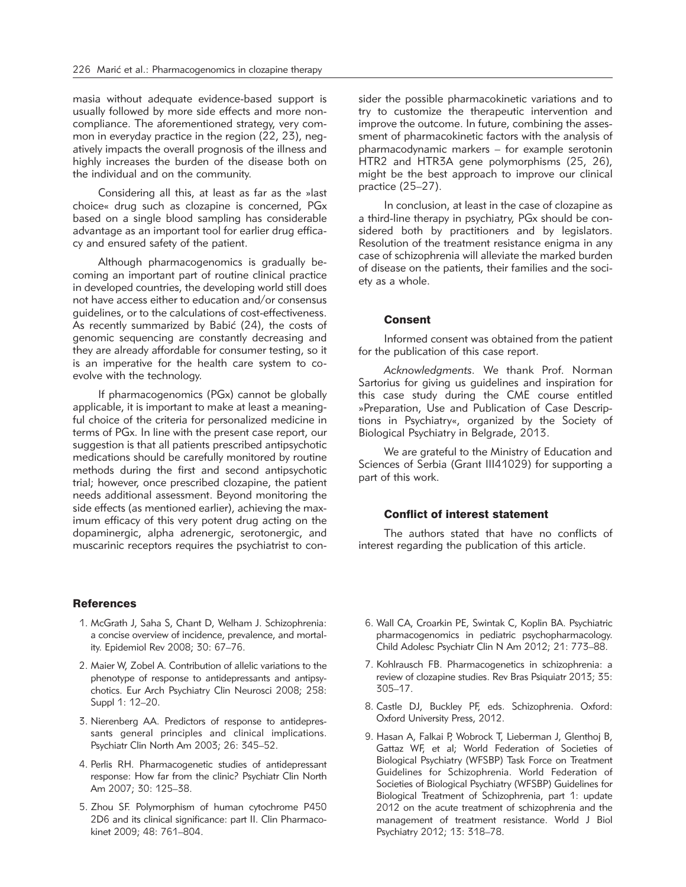masia without adequate evidence-based support is usually followed by more side effects and more non-compliance. The aforementioned strategy, very common in everyday practice in the region (22, 23), negatively impacts the overall prognosis of the illness and highly increases the burden of the disease both on the individual and on the community.

Considering all this, at least as far as the »last choice« drug such as clozapine is concerned, PGx based on a single blood sampling has considerable advantage as an important tool for earlier drug efficacy and ensured safety of the patient.

Although pharmacogenomics is gradually becoming an important part of routine clinical practice in developed countries, the developing world still does not have access either to education and/or consensus guidelines, or to the calculations of cost-effectiveness. As recently summarized by Babić (24), the costs of genomic sequencing are constantly decreasing and they are already affordable for consumer testing, so it is an imperative for the health care system to co-evolve with the technology.

If pharmacogenomics (PGx) cannot be globally applicable, it is important to make at least a meaningful choice of the criteria for personalized medicine in terms of PGx. In line with the present case report, our suggestion is that all patients prescribed antipsychotic medications should be carefully monitored by routine methods during the first and second antipsychotic trial; however, once prescribed clozapine, the patient needs additional assessment. Beyond monitoring the side effects (as mentioned earlier), achieving the maximum efficacy of this very potent drug acting on the dopaminergic, alpha adrenergic, serotonergic, and muscarinic receptors requires the psychiatrist to consider the possible pharmacokinetic variations and to try to customize the therapeutic intervention and improve the outcome. In future, combining the assessment of pharmacokinetic factors with the analysis of pharmacodynamic markers – for example serotonin HTR2 and HTR3A gene polymorphisms (25, 26), might be the best approach to improve our clinical practice (25–27).

In conclusion, at least in the case of clozapine as a third-line therapy in psychiatry, PGx should be considered both by practitioners and by legislators. Resolution of the treatment resistance enigma in any case of schizophrenia will alleviate the marked burden of disease on the patients, their families and the society as a whole.

### Consent

Informed consent was obtained from the patient for the publication of this case report.

*Acknowledgments*. We thank Prof. Norman Sartorius for giving us guidelines and inspiration for this case study during the CME course entitled »Preparation, Use and Publication of Case Descriptions in Psychiatry«, organized by the Society of Biological Psychiatry in Belgrade, 2013.

We are grateful to the Ministry of Education and Sciences of Serbia (Grant III41029) for supporting a part of this work.

### Conflict of interest statement

The authors stated that have no conflicts of interest regarding the publication of this article.

## References

1. McGrath J, Saha S, Chant D, Welham J. Schizophrenia: a concise overview of incidence, prevalence, and mortality. Epidemiol Rev 2008; 30: 67–76.
2. Maier W, Zobel A. Contribution of allelic variations to the phenotype of response to antidepressants and antipsychotics. Eur Arch Psychiatry Clin Neurosci 2008; 258: Suppl 1: 12–20.
3. Nierenberg AA. Predictors of response to antidepressants general principles and clinical implications. Psychiatr Clin North Am 2003; 26: 345–52.
4. Perlis RH. Pharmacogenetic studies of antidepressant response: How far from the clinic? Psychiatr Clin North Am 2007; 30: 125–38.
5. Zhou SF. Polymorphism of human cytochrome P450 2D6 and its clinical significance: part II. Clin Pharmacokinet 2009; 48: 761–804.
6. Wall CA, Croarkin PE, Swintak C, Koplin BA. Psychiatric pharmacogenomics in pediatric psychopharmacology. Child Adolesc Psychiatr Clin N Am 2012; 21: 773–88.
7. Kohlrausch FB. Pharmacogenetics in schizophrenia: a review of clozapine studies. Rev Bras Psiquiatr 2013; 35: 305–17.
8. Castle DJ, Buckley PF, eds. Schizophrenia. Oxford: Oxford University Press, 2012.
9. Hasan A, Falkai P, Wobrock T, Lieberman J, Glenthoj B, Gattaz WF, et al; World Federation of Societies of Biological Psychiatry (WFSBP) Task Force on Treatment Guidelines for Schizophrenia. World Federation of Societies of Biological Psychiatry (WFSBP) Guidelines for Biological Treatment of Schizophrenia, part 1: update 2012 on the acute treatment of schizophrenia and the management of treatment resistance. World J Biol Psychiatry 2012; 13: 318–78.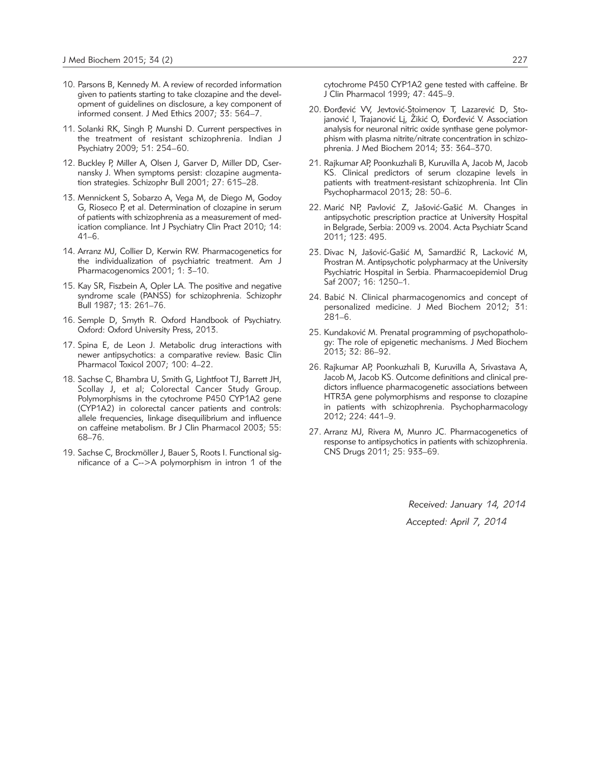10. Parsons B, Kennedy M. A review of recorded information given to patients starting to take clozapine and the development of guidelines on disclosure, a key component of informed consent. J Med Ethics 2007; 33: 564–7.

11. Solanki RK, Singh P, Munshi D. Current perspectives in the treatment of resistant schizophrenia. Indian J Psychiatry 2009; 51: 254–60.

12. Buckley P, Miller A, Olsen J, Garver D, Miller DD, Csernansky J. When symptoms persist: clozapine augmentation strategies. Schizophr Bull 2001; 27: 615–28.

13. Mennickent S, Sobarzo A, Vega M, de Diego M, Godoy G, Rioseco P, et al. Determination of clozapine in serum of patients with schizophrenia as a measurement of medication compliance. Int J Psychiatry Clin Pract 2010; 14: 41–6.

14. Arranz MJ, Collier D, Kerwin RW. Pharmacogenetics for the individualization of psychiatric treatment. Am J Pharmacogenomics 2001; 1: 3–10.

15. Kay SR, Fiszbein A, Opler LA. The positive and negative syndrome scale (PANSS) for schizophrenia. Schizophr Bull 1987; 13: 261–76.

16. Semple D, Smyth R. Oxford Handbook of Psychiatry. Oxford: Oxford University Press, 2013.

17. Spina E, de Leon J. Metabolic drug interactions with newer antipsychotics: a comparative review. Basic Clin Pharmacol Toxicol 2007; 100: 4–22.

18. Sachse C, Bhambra U, Smith G, Lightfoot TJ, Barrett JH, Scollay J, et al; Colorectal Cancer Study Group. Polymorphisms in the cytochrome P450 CYP1A2 gene (CYP1A2) in colorectal cancer patients and controls: allele frequencies, linkage disequilibrium and influence on caffeine metabolism. Br J Clin Pharmacol 2003; 55: 68–76.

19. Sachse C, Brockmöller J, Bauer S, Roots I. Functional significance of a C-->A polymorphism in intron 1 of the cytochrome P450 CYP1A2 gene tested with caffeine. Br J Clin Pharmacol 1999; 47: 445–9.

20. Đorđević VV, Jevtović-Stoimenov T, Lazarević D, Stojanović I, Trajanović Lj, Žikić O, Đorđević V. Association analysis for neuronal nitric oxide synthase gene polymorphism with plasma nitrite/nitrate concentration in schizophrenia. J Med Biochem 2014; 33: 364–370.

21. Rajkumar AP, Poonkuzhali B, Kuruvilla A, Jacob M, Jacob KS. Clinical predictors of serum clozapine levels in patients with treatment-resistant schizophrenia. Int Clin Psychopharmacol 2013; 28: 50–6.

22. Marić NP, Pavlović Z, Jašović-Gašić M. Changes in antipsychotic prescription practice at University Hospital in Belgrade, Serbia: 2009 vs. 2004. Acta Psychiatr Scand 2011; 123: 495.

23. Divac N, Jašović-Gašić M, Samardžić R, Lacković M, Prostran M. Antipsychotic polypharmacy at the University Psychiatric Hospital in Serbia. Pharmacoepidemiol Drug Saf 2007; 16: 1250–1.

24. Babić N. Clinical pharmacogenomics and concept of personalized medicine. J Med Biochem 2012; 31: 281–6.

25. Kundaković M. Prenatal programming of psychopathology: The role of epigenetic mechanisms. J Med Biochem 2013; 32: 86–92.

26. Rajkumar AP, Poonkuzhali B, Kuruvilla A, Srivastava A, Jacob M, Jacob KS. Outcome definitions and clinical predictors influence pharmacogenetic associations between HTR3A gene polymorphisms and response to clozapine in patients with schizophrenia. Psychopharmacology 2012; 224: 441–9.

27. Arranz MJ, Rivera M, Munro JC. Pharmacogenetics of response to antipsychotics in patients with schizophrenia. CNS Drugs 2011; 25: 933–69.

*Received: January 14, 2014*

*Accepted: April 7, 2014*